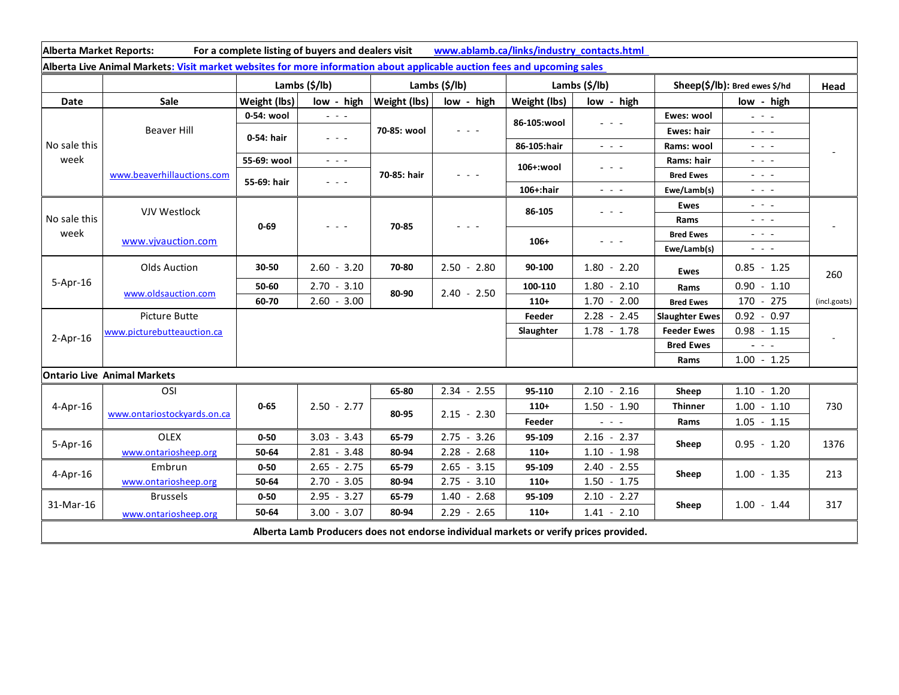**Alberta Market Reports:** For a complete listing of buyers and dealers visit www.ablamb.ca/links/industry_contacts.html

**Alberta Live Animal Markets:** Visit market websites for more information about applicable auction fees and upcoming sales

| | | Lambs ($/lb) | | Lambs ($/lb) | | Lambs ($/lb) | | Sheep($/lb): Bred ewes $/hd | | Head |
|---|---|---|---|---|---|---|---|---|---|---|
| **Date** | **Sale** | **Weight (lbs)** | **low - high** | **Weight (lbs)** | **low - high** | **Weight (lbs)** | **low - high** | | **low - high** | |
| No sale this week | Beaver Hill www.beaverhillauctions.com | 0-54: wool | - - - | 70-85: wool | - - - | 86-105:wool | - - - | Ewes: wool | - - - | - |
| | | 0-54: hair | - - - | | | | | Ewes: hair | - - - | |
| | | | | | | 86-105:hair | - - - | Rams: wool | - - - | |
| | | 55-69: wool | - - - | 70-85: hair | - - - | 106+:wool | - - - | Rams: hair | - - - | |
| | | 55-69: hair | - - - | | | | | Bred Ewes | - - - | |
| | | | | | | 106+:hair | - - - | Ewe/Lamb(s) | - - - | |
| No sale this week | VJV Westlock www.vjvauction.com | 0-69 | - - - | 70-85 | - - - | 86-105 | - - - | Ewes | - - - | - |
| | | | | | | | | Rams | - - - | |
| | | | | | | 106+ | - - - | Bred Ewes | - - - | |
| | | | | | | | | Ewe/Lamb(s) | - - - | |
| 5-Apr-16 | Olds Auction www.oldsauction.com | 30-50 | 2.60 - 3.20 | 70-80 | 2.50 - 2.80 | 90-100 | 1.80 - 2.20 | Ewes | 0.85 - 1.25 | 260 (incl.goats) |
| | | 50-60 | 2.70 - 3.10 | 80-90 | 2.40 - 2.50 | 100-110 | 1.80 - 2.10 | Rams | 0.90 - 1.10 | |
| | | 60-70 | 2.60 - 3.00 | | | 110+ | 1.70 - 2.00 | Bred Ewes | 170 - 275 | |
| 2-Apr-16 | Picture Butte www.picturebutteauction.ca | | | | | Feeder | 2.28 - 2.45 | Slaughter Ewes | 0.92 - 0.97 | - |
| | | | | | | Slaughter | 1.78 - 1.78 | Feeder Ewes | 0.98 - 1.15 | |
| | | | | | | | | Bred Ewes | - - - | |
| | | | | | | | | Rams | 1.00 - 1.25 | |
| **Ontario Live Animal Markets** | | | | | | | | | | |
| 4-Apr-16 | OSI www.ontariostockyards.on.ca | 0-65 | 2.50 - 2.77 | 65-80 | 2.34 - 2.55 | 95-110 | 2.10 - 2.16 | Sheep | 1.10 - 1.20 | 730 |
| | | | | 80-95 | 2.15 - 2.30 | 110+ | 1.50 - 1.90 | Thinner | 1.00 - 1.10 | |
| | | | | | | Feeder | - - - | Rams | 1.05 - 1.15 | |
| 5-Apr-16 | OLEX www.ontariosheep.org | 0-50 | 3.03 - 3.43 | 65-79 | 2.75 - 3.26 | 95-109 | 2.16 - 2.37 | Sheep | 0.95 - 1.20 | 1376 |
| | | 50-64 | 2.81 - 3.48 | 80-94 | 2.28 - 2.68 | 110+ | 1.10 - 1.98 | | | |
| 4-Apr-16 | Embrun www.ontariosheep.org | 0-50 | 2.65 - 2.75 | 65-79 | 2.65 - 3.15 | 95-109 | 2.40 - 2.55 | Sheep | 1.00 - 1.35 | 213 |
| | | 50-64 | 2.70 - 3.05 | 80-94 | 2.75 - 3.10 | 110+ | 1.50 - 1.75 | | | |
| 31-Mar-16 | Brussels www.ontariosheep.org | 0-50 | 2.95 - 3.27 | 65-79 | 1.40 - 2.68 | 95-109 | 2.10 - 2.27 | Sheep | 1.00 - 1.44 | 317 |
| | | 50-64 | 3.00 - 3.07 | 80-94 | 2.29 - 2.65 | 110+ | 1.41 - 2.10 | | | |

**Alberta Lamb Producers does not endorse individual markets or verify prices provided.**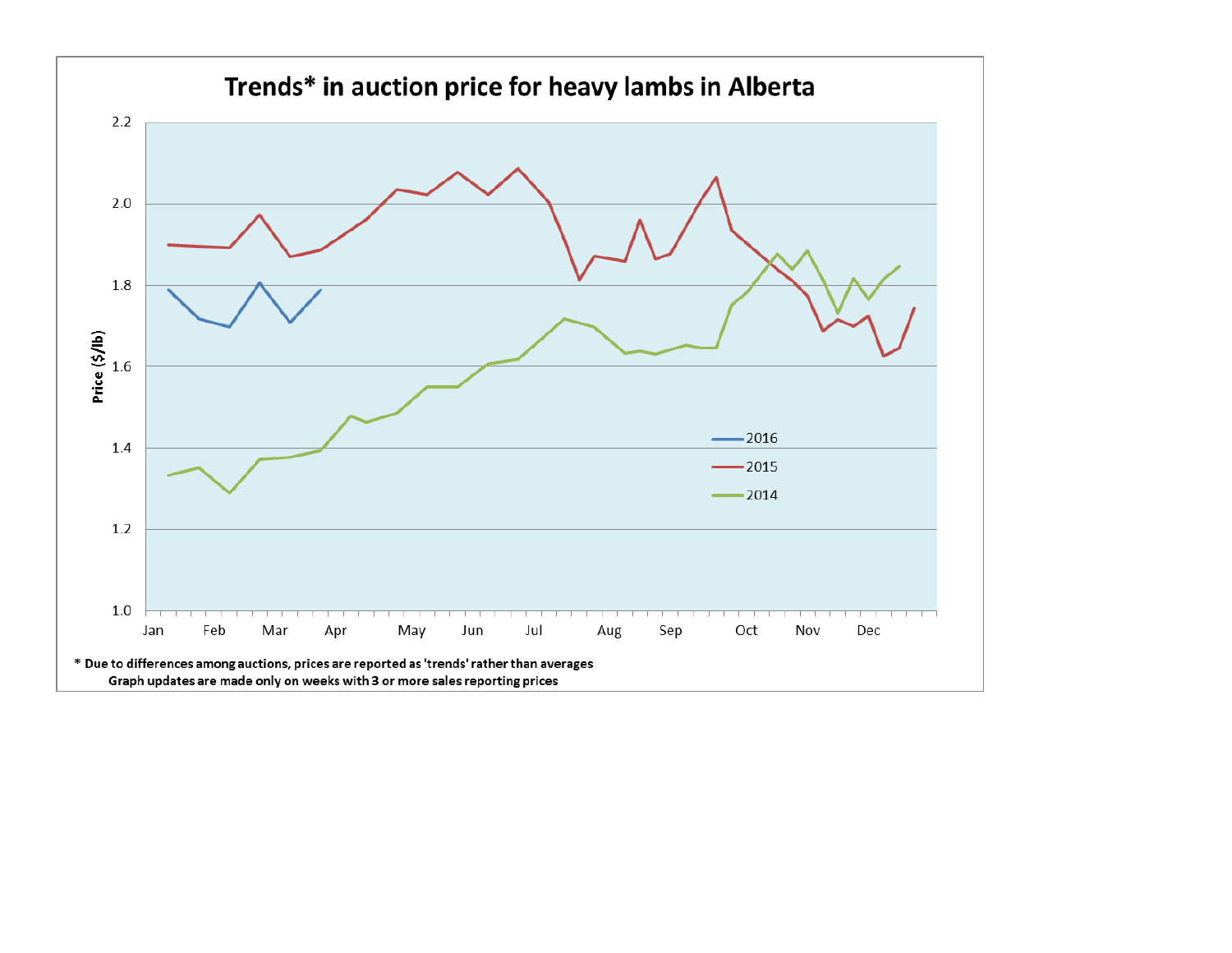# Trends* in auction price for heavy lambs in Alberta

Price ($/lb)

2.2
2.0
1.8
1.6
1.4
1.2
1.0

Jan Feb Mar Apr May Jun Jul Aug Sep Oct Nov Dec

2016
2015
2014

\* Due to differences among auctions, prices are reported as 'trends' rather than averages
Graph updates are made only on weeks with 3 or more sales reporting prices